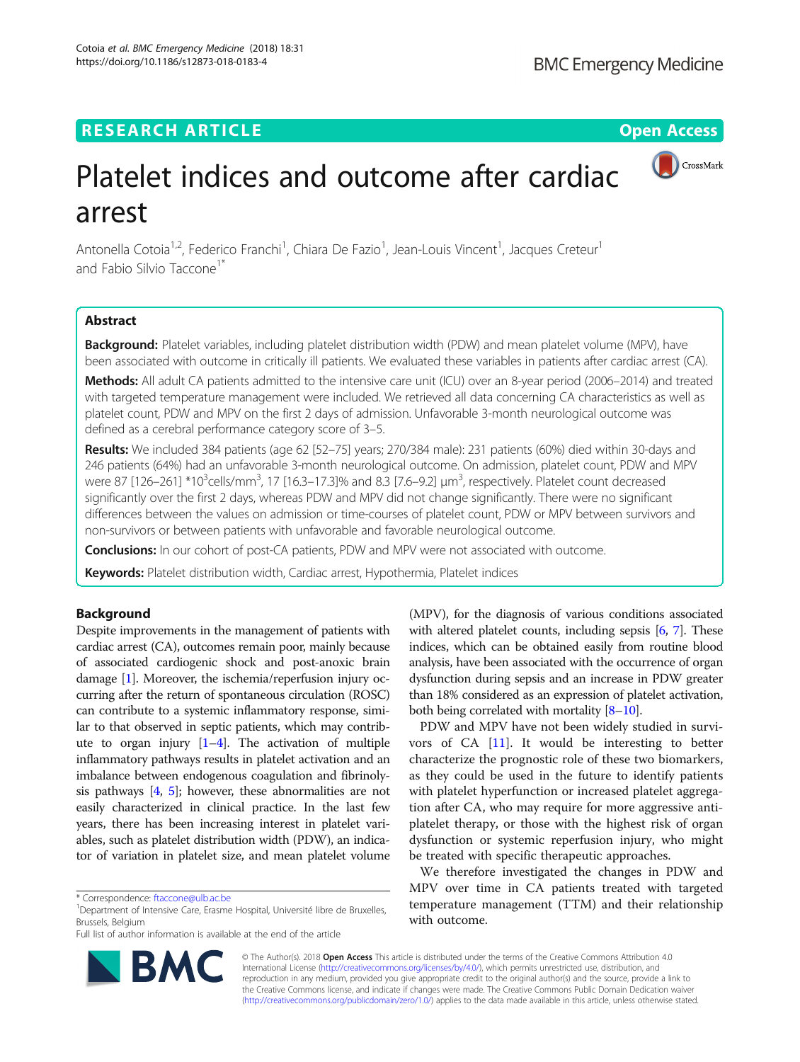RESEARCH ARTICLE

Open Access

# Platelet indices and outcome after cardiac arrest

Antonella Cotoia[1,2], Federico Franchi[1], Chiara De Fazio[1], Jean-Louis Vincent[1], Jacques Creteur[1] and Fabio Silvio Taccone[1*]

## Abstract

**Background:** Platelet variables, including platelet distribution width (PDW) and mean platelet volume (MPV), have been associated with outcome in critically ill patients. We evaluated these variables in patients after cardiac arrest (CA).

**Methods:** All adult CA patients admitted to the intensive care unit (ICU) over an 8-year period (2006–2014) and treated with targeted temperature management were included. We retrieved all data concerning CA characteristics as well as platelet count, PDW and MPV on the first 2 days of admission. Unfavorable 3-month neurological outcome was defined as a cerebral performance category score of 3–5.

**Results:** We included 384 patients (age 62 [52–75] years; 270/384 male): 231 patients (60%) died within 30-days and 246 patients (64%) had an unfavorable 3-month neurological outcome. On admission, platelet count, PDW and MPV were 87 [126–261] *$10^3$cells/mm$^3$, 17 [16.3–17.3]% and 8.3 [7.6–9.2] μm$^3$, respectively. Platelet count decreased significantly over the first 2 days, whereas PDW and MPV did not change significantly. There were no significant differences between the values on admission or time-courses of platelet count, PDW or MPV between survivors and non-survivors or between patients with unfavorable and favorable neurological outcome.

**Conclusions:** In our cohort of post-CA patients, PDW and MPV were not associated with outcome.

**Keywords:** Platelet distribution width, Cardiac arrest, Hypothermia, Platelet indices

## Background

Despite improvements in the management of patients with cardiac arrest (CA), outcomes remain poor, mainly because of associated cardiogenic shock and post-anoxic brain damage [1]. Moreover, the ischemia/reperfusion injury occurring after the return of spontaneous circulation (ROSC) can contribute to a systemic inflammatory response, similar to that observed in septic patients, which may contribute to organ injury [1–4]. The activation of multiple inflammatory pathways results in platelet activation and an imbalance between endogenous coagulation and fibrinolysis pathways [4, 5]; however, these abnormalities are not easily characterized in clinical practice. In the last few years, there has been increasing interest in platelet variables, such as platelet distribution width (PDW), an indicator of variation in platelet size, and mean platelet volume (MPV), for the diagnosis of various conditions associated with altered platelet counts, including sepsis [6, 7]. These indices, which can be obtained easily from routine blood analysis, have been associated with the occurrence of organ dysfunction during sepsis and an increase in PDW greater than 18% considered as an expression of platelet activation, both being correlated with mortality [8–10].

PDW and MPV have not been widely studied in survivors of CA [11]. It would be interesting to better characterize the prognostic role of these two biomarkers, as they could be used in the future to identify patients with platelet hyperfunction or increased platelet aggregation after CA, who may require for more aggressive antiplatelet therapy, or those with the highest risk of organ dysfunction or systemic reperfusion injury, who might be treated with specific therapeutic approaches.

We therefore investigated the changes in PDW and MPV over time in CA patients treated with targeted temperature management (TTM) and their relationship with outcome.

* Correspondence: ftaccone@ulb.ac.be
[1]Department of Intensive Care, Erasme Hospital, Université libre de Bruxelles, Brussels, Belgium
Full list of author information is available at the end of the article

© The Author(s). 2018 **Open Access** This article is distributed under the terms of the Creative Commons Attribution 4.0 International License (http://creativecommons.org/licenses/by/4.0/), which permits unrestricted use, distribution, and reproduction in any medium, provided you give appropriate credit to the original author(s) and the source, provide a link to the Creative Commons license, and indicate if changes were made. The Creative Commons Public Domain Dedication waiver (http://creativecommons.org/publicdomain/zero/1.0/) applies to the data made available in this article, unless otherwise stated.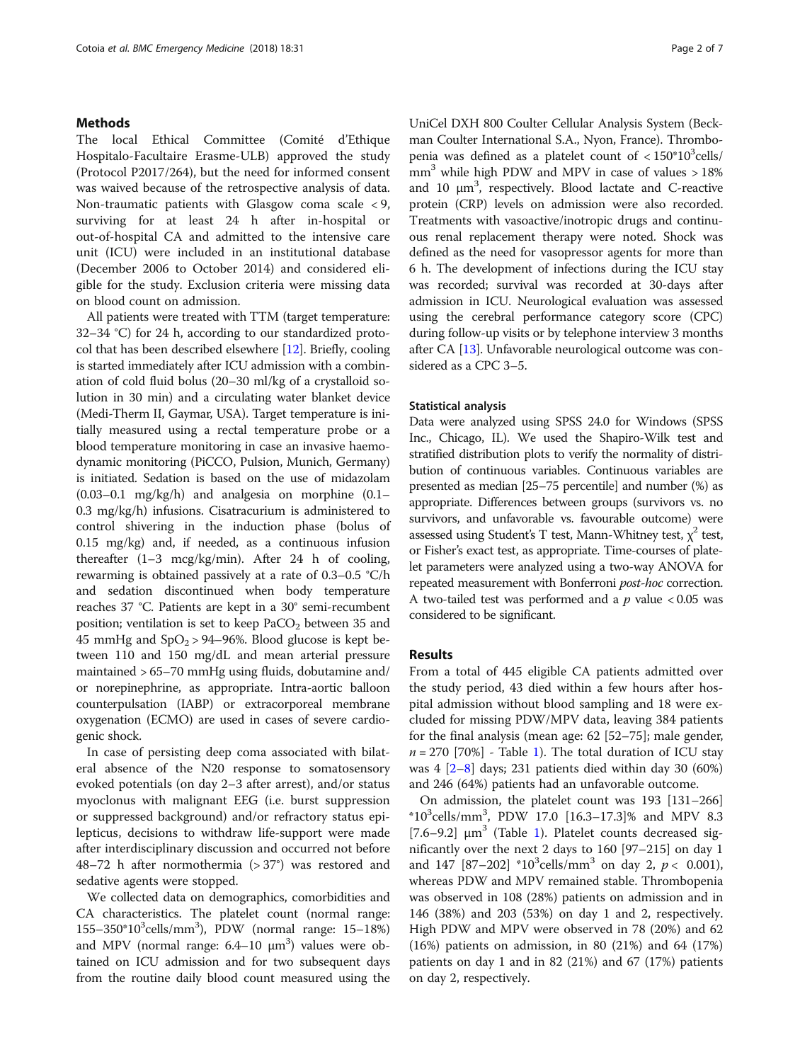## Methods

The local Ethical Committee (Comité d'Ethique Hospitalo-Facultaire Erasme-ULB) approved the study (Protocol P2017/264), but the need for informed consent was waived because of the retrospective analysis of data. Non-traumatic patients with Glasgow coma scale < 9, surviving for at least 24 h after in-hospital or out-of-hospital CA and admitted to the intensive care unit (ICU) were included in an institutional database (December 2006 to October 2014) and considered eligible for the study. Exclusion criteria were missing data on blood count on admission.

All patients were treated with TTM (target temperature: 32–34 °C) for 24 h, according to our standardized protocol that has been described elsewhere [12]. Briefly, cooling is started immediately after ICU admission with a combination of cold fluid bolus (20–30 ml/kg of a crystalloid solution in 30 min) and a circulating water blanket device (Medi-Therm II, Gaymar, USA). Target temperature is initially measured using a rectal temperature probe or a blood temperature monitoring in case an invasive haemodynamic monitoring (PiCCO, Pulsion, Munich, Germany) is initiated. Sedation is based on the use of midazolam (0.03–0.1 mg/kg/h) and analgesia on morphine (0.1–0.3 mg/kg/h) infusions. Cisatracurium is administered to control shivering in the induction phase (bolus of 0.15 mg/kg) and, if needed, as a continuous infusion thereafter (1–3 mcg/kg/min). After 24 h of cooling, rewarming is obtained passively at a rate of 0.3–0.5 °C/h and sedation discontinued when body temperature reaches 37 °C. Patients are kept in a 30° semi-recumbent position; ventilation is set to keep $PaCO_2$ between 35 and 45 mmHg and $SpO_2$ > 94–96%. Blood glucose is kept between 110 and 150 mg/dL and mean arterial pressure maintained > 65–70 mmHg using fluids, dobutamine and/or norepinephrine, as appropriate. Intra-aortic balloon counterpulsation (IABP) or extracorporeal membrane oxygenation (ECMO) are used in cases of severe cardiogenic shock.

In case of persisting deep coma associated with bilateral absence of the N20 response to somatosensory evoked potentials (on day 2–3 after arrest), and/or status myoclonus with malignant EEG (i.e. burst suppression or suppressed background) and/or refractory status epilepticus, decisions to withdraw life-support were made after interdisciplinary discussion and occurred not before 48–72 h after normothermia (> 37°) was restored and sedative agents were stopped.

We collected data on demographics, comorbidities and CA characteristics. The platelet count (normal range: 155–350*$10^3$cells/$mm^3$), PDW (normal range: 15–18%) and MPV (normal range: 6.4–10 $\mu m^3$) values were obtained on ICU admission and for two subsequent days from the routine daily blood count measured using the UniCel DXH 800 Coulter Cellular Analysis System (Beckman Coulter International S.A., Nyon, France). Thrombopenia was defined as a platelet count of < 150*$10^3$cells/$mm^3$ while high PDW and MPV in case of values > 18% and 10 $\mu m^3$, respectively. Blood lactate and C-reactive protein (CRP) levels on admission were also recorded. Treatments with vasoactive/inotropic drugs and continuous renal replacement therapy were noted. Shock was defined as the need for vasopressor agents for more than 6 h. The development of infections during the ICU stay was recorded; survival was recorded at 30-days after admission in ICU. Neurological evaluation was assessed using the cerebral performance category score (CPC) during follow-up visits or by telephone interview 3 months after CA [13]. Unfavorable neurological outcome was considered as a CPC 3–5.

### Statistical analysis

Data were analyzed using SPSS 24.0 for Windows (SPSS Inc., Chicago, IL). We used the Shapiro-Wilk test and stratified distribution plots to verify the normality of distribution of continuous variables. Continuous variables are presented as median [25–75 percentile] and number (%) as appropriate. Differences between groups (survivors vs. no survivors, and unfavorable vs. favourable outcome) were assessed using Student's T test, Mann-Whitney test, $\chi^2$ test, or Fisher's exact test, as appropriate. Time-courses of platelet parameters were analyzed using a two-way ANOVA for repeated measurement with Bonferroni *post-hoc* correction. A two-tailed test was performed and a $p$ value < 0.05 was considered to be significant.

## Results

From a total of 445 eligible CA patients admitted over the study period, 43 died within a few hours after hospital admission without blood sampling and 18 were excluded for missing PDW/MPV data, leaving 384 patients for the final analysis (mean age: 62 [52–75]; male gender, $n$ = 270 [70%] - Table 1). The total duration of ICU stay was 4 [2–8] days; 231 patients died within day 30 (60%) and 246 (64%) patients had an unfavorable outcome.

On admission, the platelet count was 193 [131–266] *$10^3$cells/$mm^3$, PDW 17.0 [16.3–17.3]% and MPV 8.3 [7.6–9.2] $\mu m^3$ (Table 1). Platelet counts decreased significantly over the next 2 days to 160 [97–215] on day 1 and 147 [87–202] *$10^3$cells/$mm^3$ on day 2, $p$ < 0.001), whereas PDW and MPV remained stable. Thrombopenia was observed in 108 (28%) patients on admission and in 146 (38%) and 203 (53%) on day 1 and 2, respectively. High PDW and MPV were observed in 78 (20%) and 62 (16%) patients on admission, in 80 (21%) and 64 (17%) patients on day 1 and in 82 (21%) and 67 (17%) patients on day 2, respectively.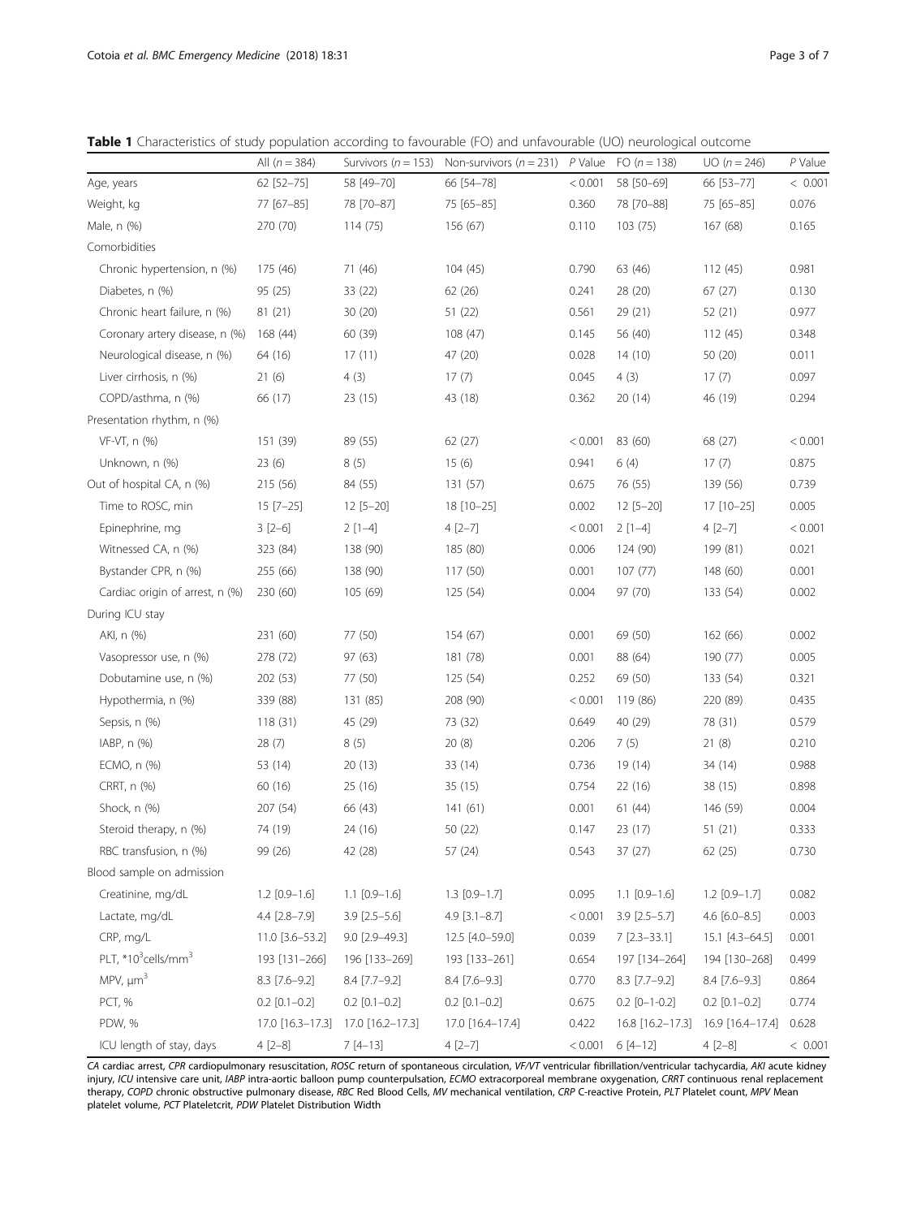**Table 1** Characteristics of study population according to favourable (FO) and unfavourable (UO) neurological outcome

| | All (n = 384) | Survivors (n = 153) | Non-survivors (n = 231) | P Value | FO (n = 138) | UO (n = 246) | P Value |
|---|---|---|---|---|---|---|---|
| Age, years | 62 [52–75] | 58 [49–70] | 66 [54–78] | < 0.001 | 58 [50–69] | 66 [53–77] | < 0.001 |
| Weight, kg | 77 [67–85] | 78 [70–87] | 75 [65–85] | 0.360 | 78 [70–88] | 75 [65–85] | 0.076 |
| Male, n (%) | 270 (70) | 114 (75) | 156 (67) | 0.110 | 103 (75) | 167 (68) | 0.165 |
| Comorbidities | | | | | | | |
| Chronic hypertension, n (%) | 175 (46) | 71 (46) | 104 (45) | 0.790 | 63 (46) | 112 (45) | 0.981 |
| Diabetes, n (%) | 95 (25) | 33 (22) | 62 (26) | 0.241 | 28 (20) | 67 (27) | 0.130 |
| Chronic heart failure, n (%) | 81 (21) | 30 (20) | 51 (22) | 0.561 | 29 (21) | 52 (21) | 0.977 |
| Coronary artery disease, n (%) | 168 (44) | 60 (39) | 108 (47) | 0.145 | 56 (40) | 112 (45) | 0.348 |
| Neurological disease, n (%) | 64 (16) | 17 (11) | 47 (20) | 0.028 | 14 (10) | 50 (20) | 0.011 |
| Liver cirrhosis, n (%) | 21 (6) | 4 (3) | 17 (7) | 0.045 | 4 (3) | 17 (7) | 0.097 |
| COPD/asthma, n (%) | 66 (17) | 23 (15) | 43 (18) | 0.362 | 20 (14) | 46 (19) | 0.294 |
| Presentation rhythm, n (%) | | | | | | | |
| VF-VT, n (%) | 151 (39) | 89 (55) | 62 (27) | < 0.001 | 83 (60) | 68 (27) | < 0.001 |
| Unknown, n (%) | 23 (6) | 8 (5) | 15 (6) | 0.941 | 6 (4) | 17 (7) | 0.875 |
| Out of hospital CA, n (%) | 215 (56) | 84 (55) | 131 (57) | 0.675 | 76 (55) | 139 (56) | 0.739 |
| Time to ROSC, min | 15 [7–25] | 12 [5–20] | 18 [10–25] | 0.002 | 12 [5–20] | 17 [10–25] | 0.005 |
| Epinephrine, mg | 3 [2–6] | 2 [1–4] | 4 [2–7] | < 0.001 | 2 [1–4] | 4 [2–7] | < 0.001 |
| Witnessed CA, n (%) | 323 (84) | 138 (90) | 185 (80) | 0.006 | 124 (90) | 199 (81) | 0.021 |
| Bystander CPR, n (%) | 255 (66) | 138 (90) | 117 (50) | 0.001 | 107 (77) | 148 (60) | 0.001 |
| Cardiac origin of arrest, n (%) | 230 (60) | 105 (69) | 125 (54) | 0.004 | 97 (70) | 133 (54) | 0.002 |
| During ICU stay | | | | | | | |
| AKI, n (%) | 231 (60) | 77 (50) | 154 (67) | 0.001 | 69 (50) | 162 (66) | 0.002 |
| Vasopressor use, n (%) | 278 (72) | 97 (63) | 181 (78) | 0.001 | 88 (64) | 190 (77) | 0.005 |
| Dobutamine use, n (%) | 202 (53) | 77 (50) | 125 (54) | 0.252 | 69 (50) | 133 (54) | 0.321 |
| Hypothermia, n (%) | 339 (88) | 131 (85) | 208 (90) | < 0.001 | 119 (86) | 220 (89) | 0.435 |
| Sepsis, n (%) | 118 (31) | 45 (29) | 73 (32) | 0.649 | 40 (29) | 78 (31) | 0.579 |
| IABP, n (%) | 28 (7) | 8 (5) | 20 (8) | 0.206 | 7 (5) | 21 (8) | 0.210 |
| ECMO, n (%) | 53 (14) | 20 (13) | 33 (14) | 0.736 | 19 (14) | 34 (14) | 0.988 |
| CRRT, n (%) | 60 (16) | 25 (16) | 35 (15) | 0.754 | 22 (16) | 38 (15) | 0.898 |
| Shock, n (%) | 207 (54) | 66 (43) | 141 (61) | 0.001 | 61 (44) | 146 (59) | 0.004 |
| Steroid therapy, n (%) | 74 (19) | 24 (16) | 50 (22) | 0.147 | 23 (17) | 51 (21) | 0.333 |
| RBC transfusion, n (%) | 99 (26) | 42 (28) | 57 (24) | 0.543 | 37 (27) | 62 (25) | 0.730 |
| Blood sample on admission | | | | | | | |
| Creatinine, mg/dL | 1.2 [0.9–1.6] | 1.1 [0.9–1.6] | 1.3 [0.9–1.7] | 0.095 | 1.1 [0.9–1.6] | 1.2 [0.9–1.7] | 0.082 |
| Lactate, mg/dL | 4.4 [2.8–7.9] | 3.9 [2.5–5.6] | 4.9 [3.1–8.7] | < 0.001 | 3.9 [2.5–5.7] | 4.6 [6.0–8.5] | 0.003 |
| CRP, mg/L | 11.0 [3.6–53.2] | 9.0 [2.9–49.3] | 12.5 [4.0–59.0] | 0.039 | 7 [2.3–33.1] | 15.1 [4.3–64.5] | 0.001 |
| PLT, $*10^3$cells/mm$^3$ | 193 [131–266] | 196 [133–269] | 193 [133–261] | 0.654 | 197 [134–264] | 194 [130–268] | 0.499 |
| MPV, µm$^3$ | 8.3 [7.6–9.2] | 8.4 [7.7–9.2] | 8.4 [7.6–9.3] | 0.770 | 8.3 [7.7–9.2] | 8.4 [7.6–9.3] | 0.864 |
| PCT, % | 0.2 [0.1–0.2] | 0.2 [0.1–0.2] | 0.2 [0.1–0.2] | 0.675 | 0.2 [0–1-0.2] | 0.2 [0.1–0.2] | 0.774 |
| PDW, % | 17.0 [16.3–17.3] | 17.0 [16.2–17.3] | 17.0 [16.4–17.4] | 0.422 | 16.8 [16.2–17.3] | 16.9 [16.4–17.4] | 0.628 |
| ICU length of stay, days | 4 [2–8] | 7 [4–13] | 4 [2–7] | < 0.001 | 6 [4–12] | 4 [2–8] | < 0.001 |

*CA* cardiac arrest, *CPR* cardiopulmonary resuscitation, *ROSC* return of spontaneous circulation, *VF/VT* ventricular fibrillation/ventricular tachycardia, *AKI* acute kidney injury, *ICU* intensive care unit, *IABP* intra-aortic balloon pump counterpulsation, *ECMO* extracorporeal membrane oxygenation, *CRRT* continuous renal replacement therapy, *COPD* chronic obstructive pulmonary disease, *RBC* Red Blood Cells, *MV* mechanical ventilation, *CRP* C-reactive Protein, *PLT* Platelet count, *MPV* Mean platelet volume, *PCT* Plateletcrit, *PDW* Platelet Distribution Width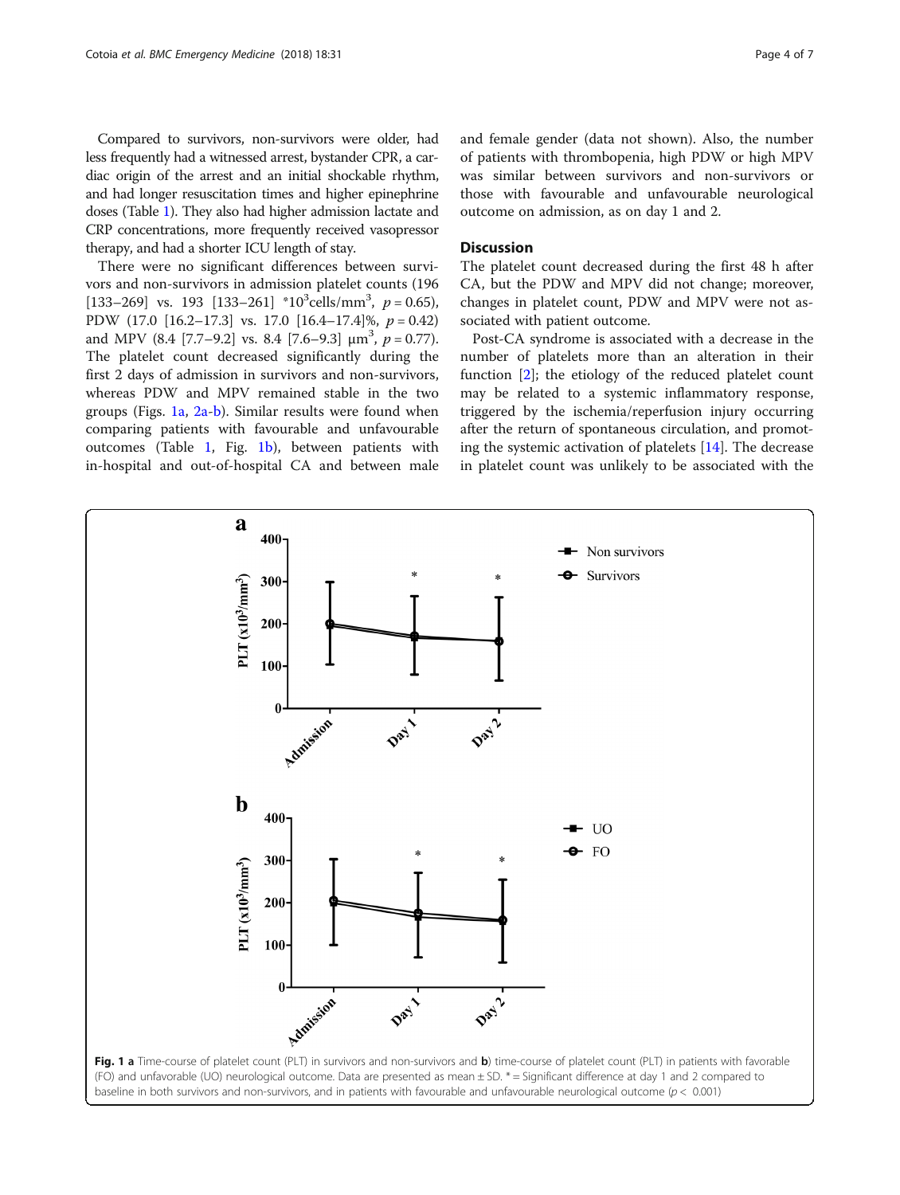Compared to survivors, non-survivors were older, had less frequently had a witnessed arrest, bystander CPR, a cardiac origin of the arrest and an initial shockable rhythm, and had longer resuscitation times and higher epinephrine doses (Table 1). They also had higher admission lactate and CRP concentrations, more frequently received vasopressor therapy, and had a shorter ICU length of stay.

There were no significant differences between survivors and non-survivors in admission platelet counts (196 [133–269] vs. 193 [133–261] $*10^3$cells/mm$^3$, $p = 0.65$), PDW (17.0 [16.2–17.3] vs. 17.0 [16.4–17.4]%, $p = 0.42$) and MPV (8.4 [7.7–9.2] vs. 8.4 [7.6–9.3] μm$^3$, $p = 0.77$). The platelet count decreased significantly during the first 2 days of admission in survivors and non-survivors, whereas PDW and MPV remained stable in the two groups (Figs. 1a, 2a-b). Similar results were found when comparing patients with favourable and unfavourable outcomes (Table 1, Fig. 1b), between patients with in-hospital and out-of-hospital CA and between male and female gender (data not shown). Also, the number of patients with thrombopenia, high PDW or high MPV was similar between survivors and non-survivors or those with favourable and unfavourable neurological outcome on admission, as on day 1 and 2.

## Discussion

The platelet count decreased during the first 48 h after CA, but the PDW and MPV did not change; moreover, changes in platelet count, PDW and MPV were not associated with patient outcome.

Post-CA syndrome is associated with a decrease in the number of platelets more than an alteration in their function [2]; the etiology of the reduced platelet count may be related to a systemic inflammatory response, triggered by the ischemia/reperfusion injury occurring after the return of spontaneous circulation, and promoting the systemic activation of platelets [14]. The decrease in platelet count was unlikely to be associated with the

**Fig. 1** **a** Time-course of platelet count (PLT) in survivors and non-survivors and **b**) time-course of platelet count (PLT) in patients with favorable (FO) and unfavorable (UO) neurological outcome. Data are presented as mean ± SD. * = Significant difference at day 1 and 2 compared to baseline in both survivors and non-survivors, and in patients with favourable and unfavourable neurological outcome ($p < 0.001$)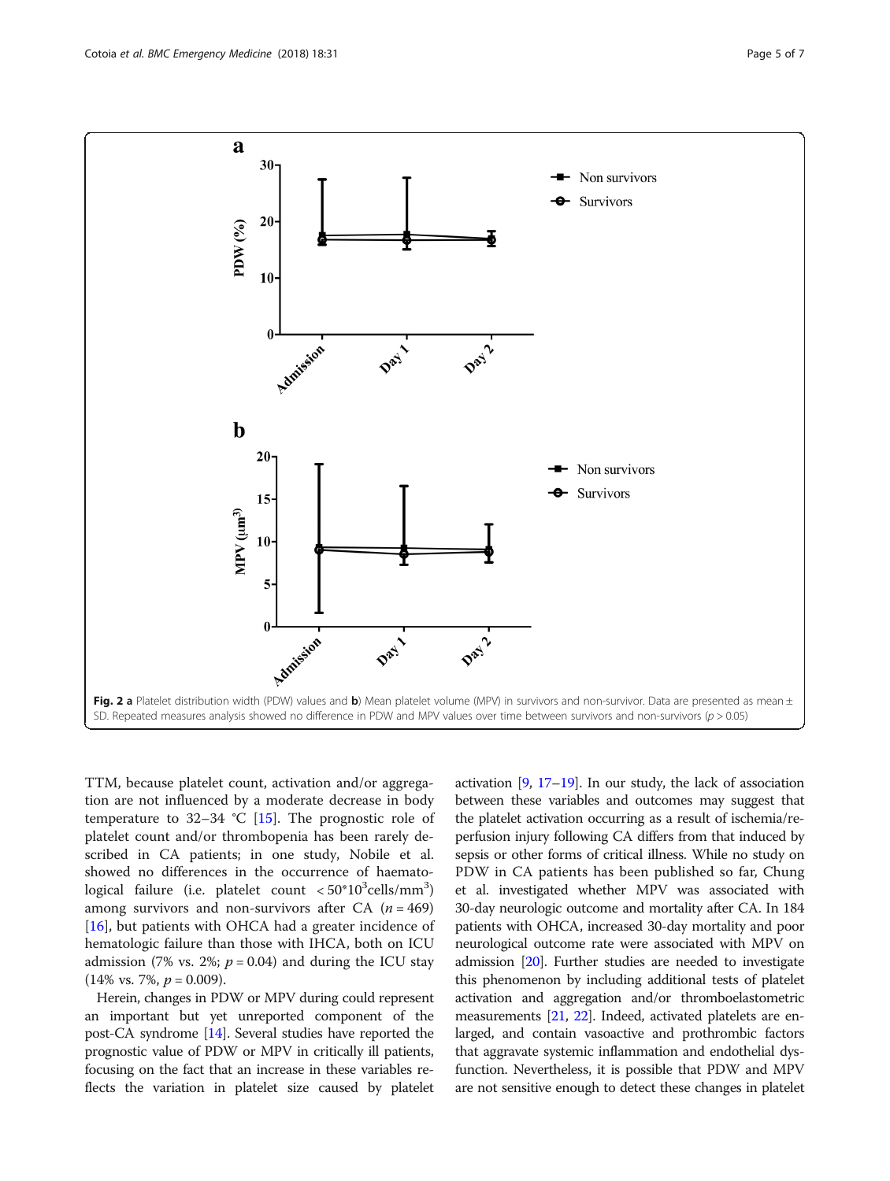Fig. 2 **a** Platelet distribution width (PDW) values and **b**) Mean platelet volume (MPV) in survivors and non-survivor. Data are presented as mean ± SD. Repeated measures analysis showed no difference in PDW and MPV values over time between survivors and non-survivors ($p > 0.05$)

TTM, because platelet count, activation and/or aggregation are not influenced by a moderate decrease in body temperature to 32–34 °C [15]. The prognostic role of platelet count and/or thrombopenia has been rarely described in CA patients; in one study, Nobile et al. showed no differences in the occurrence of haematological failure (i.e. platelet count $< 50*10^3$cells/mm$^3$) among survivors and non-survivors after CA ($n = 469$) [16], but patients with OHCA had a greater incidence of hematologic failure than those with IHCA, both on ICU admission (7% vs. 2%; $p = 0.04$) and during the ICU stay (14% vs. 7%, $p = 0.009$).

Herein, changes in PDW or MPV during could represent an important but yet unreported component of the post-CA syndrome [14]. Several studies have reported the prognostic value of PDW or MPV in critically ill patients, focusing on the fact that an increase in these variables reflects the variation in platelet size caused by platelet activation [9, 17–19]. In our study, the lack of association between these variables and outcomes may suggest that the platelet activation occurring as a result of ischemia/reperfusion injury following CA differs from that induced by sepsis or other forms of critical illness. While no study on PDW in CA patients has been published so far, Chung et al. investigated whether MPV was associated with 30-day neurologic outcome and mortality after CA. In 184 patients with OHCA, increased 30-day mortality and poor neurological outcome rate were associated with MPV on admission [20]. Further studies are needed to investigate this phenomenon by including additional tests of platelet activation and aggregation and/or thromboelastometric measurements [21, 22]. Indeed, activated platelets are enlarged, and contain vasoactive and prothrombic factors that aggravate systemic inflammation and endothelial dysfunction. Nevertheless, it is possible that PDW and MPV are not sensitive enough to detect these changes in platelet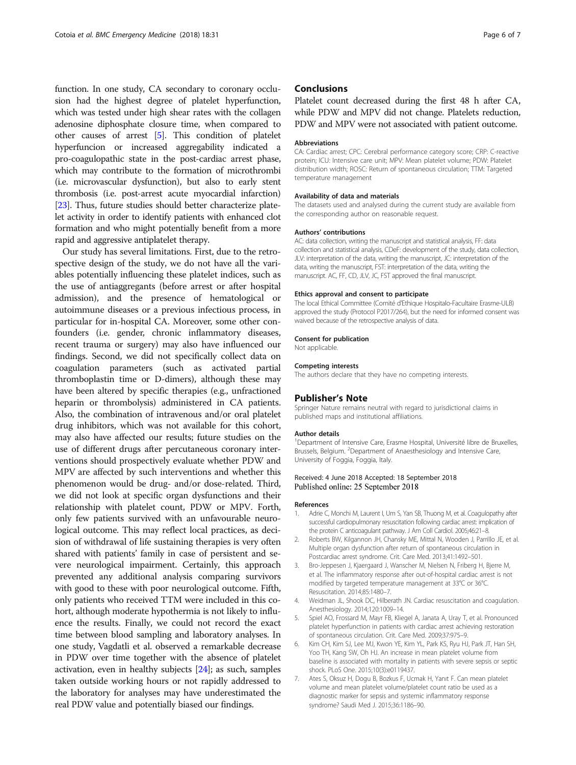function. In one study, CA secondary to coronary occlusion had the highest degree of platelet hyperfunction, which was tested under high shear rates with the collagen adenosine diphosphate closure time, when compared to other causes of arrest [5]. This condition of platelet hyperfuncion or increased aggregability indicated a pro-coagulopathic state in the post-cardiac arrest phase, which may contribute to the formation of microthrombi (i.e. microvascular dysfunction), but also to early stent thrombosis (i.e. post-arrest acute myocardial infarction) [23]. Thus, future studies should better characterize platelet activity in order to identify patients with enhanced clot formation and who might potentially benefit from a more rapid and aggressive antiplatelet therapy.

Our study has several limitations. First, due to the retrospective design of the study, we do not have all the variables potentially influencing these platelet indices, such as the use of antiaggregants (before arrest or after hospital admission), and the presence of hematological or autoimmune diseases or a previous infectious process, in particular for in-hospital CA. Moreover, some other confounders (i.e. gender, chronic inflammatory diseases, recent trauma or surgery) may also have influenced our findings. Second, we did not specifically collect data on coagulation parameters (such as activated partial thromboplastin time or D-dimers), although these may have been altered by specific therapies (e.g., unfractioned heparin or thrombolysis) administered in CA patients. Also, the combination of intravenous and/or oral platelet drug inhibitors, which was not available for this cohort, may also have affected our results; future studies on the use of different drugs after percutaneous coronary interventions should prospectively evaluate whether PDW and MPV are affected by such interventions and whether this phenomenon would be drug- and/or dose-related. Third, we did not look at specific organ dysfunctions and their relationship with platelet count, PDW or MPV. Forth, only few patients survived with an unfavourable neurological outcome. This may reflect local practices, as decision of withdrawal of life sustaining therapies is very often shared with patients' family in case of persistent and severe neurological impairment. Certainly, this approach prevented any additional analysis comparing survivors with good to these with poor neurological outcome. Fifth, only patients who received TTM were included in this cohort, although moderate hypothermia is not likely to influence the results. Finally, we could not record the exact time between blood sampling and laboratory analyses. In one study, Vagdatli et al. observed a remarkable decrease in PDW over time together with the absence of platelet activation, even in healthy subjects [24]; as such, samples taken outside working hours or not rapidly addressed to the laboratory for analyses may have underestimated the real PDW value and potentially biased our findings.

## Conclusions

Platelet count decreased during the first 48 h after CA, while PDW and MPV did not change. Platelets reduction, PDW and MPV were not associated with patient outcome.

#### Abbreviations

CA: Cardiac arrest; CPC: Cerebral performance category score; CRP: C-reactive protein; ICU: Intensive care unit; MPV: Mean platelet volume; PDW: Platelet distribution width; ROSC: Return of spontaneous circulation; TTM: Targeted temperature management

#### Availability of data and materials

The datasets used and analysed during the current study are available from the corresponding author on reasonable request.

#### Authors' contributions

AC: data collection, writing the manuscript and statistical analysis, FF: data collection and statistical analysis, CDeF: development of the study, data collection, JLV: interpretation of the data, writing the manuscript, JC: interpretation of the data, writing the manuscript, FST: interpretation of the data, writing the manuscript. AC, FF, CD, JLV, JC, FST approved the final manuscript.

#### Ethics approval and consent to participate

The local Ethical Committee (Comité d'Ethique Hospitalo-Facultaire Erasme-ULB) approved the study (Protocol P2017/264), but the need for informed consent was waived because of the retrospective analysis of data.

#### Consent for publication

Not applicable.

#### Competing interests

The authors declare that they have no competing interests.

## Publisher's Note

Springer Nature remains neutral with regard to jurisdictional claims in published maps and institutional affiliations.

#### Author details

[1]Department of Intensive Care, Erasme Hospital, Université libre de Bruxelles, Brussels, Belgium. [2]Department of Anaesthesiology and Intensive Care, University of Foggia, Foggia, Italy.

Received: 4 June 2018 Accepted: 18 September 2018
Published online: 25 September 2018

#### References

1. Adrie C, Monchi M, Laurent I, Um S, Yan SB, Thuong M, et al. Coagulopathy after successful cardiopulmonary resuscitation following cardiac arrest: implication of the protein C anticoagulant pathway. J Am Coll Cardiol. 2005;46:21–8.
2. Roberts BW, Kilgannon JH, Chansky ME, Mittal N, Wooden J, Parrillo JE, et al. Multiple organ dysfunction after return of spontaneous circulation in Postcardiac arrest syndrome. Crit. Care Med. 2013;41:1492–501.
3. Bro-Jeppesen J, Kjaergaard J, Wanscher M, Nielsen N, Friberg H, Bjerre M, et al. The inflammatory response after out-of-hospital cardiac arrest is not modified by targeted temperature management at 33°C or 36°C. Resuscitation. 2014;85:1480–7.
4. Weidman JL, Shook DC, Hilberath JN. Cardiac resuscitation and coagulation. Anesthesiology. 2014;120:1009–14.
5. Spiel AO, Frossard M, Mayr FB, Kliegel A, Janata A, Uray T, et al. Pronounced platelet hyperfunction in patients with cardiac arrest achieving restoration of spontaneous circulation. Crit. Care Med. 2009;37:975–9.
6. Kim CH, Kim SJ, Lee MJ, Kwon YE, Kim YL, Park KS, Ryu HJ, Park JT, Han SH, Yoo TH, Kang SW, Oh HJ. An increase in mean platelet volume from baseline is associated with mortality in patients with severe sepsis or septic shock. PLoS One. 2015;10(3):e0119437.
7. Ates S, Oksuz H, Dogu B, Bozkus F, Ucmak H, Yanıt F. Can mean platelet volume and mean platelet volume/platelet count ratio be used as a diagnostic marker for sepsis and systemic inflammatory response syndrome? Saudi Med J. 2015;36:1186–90.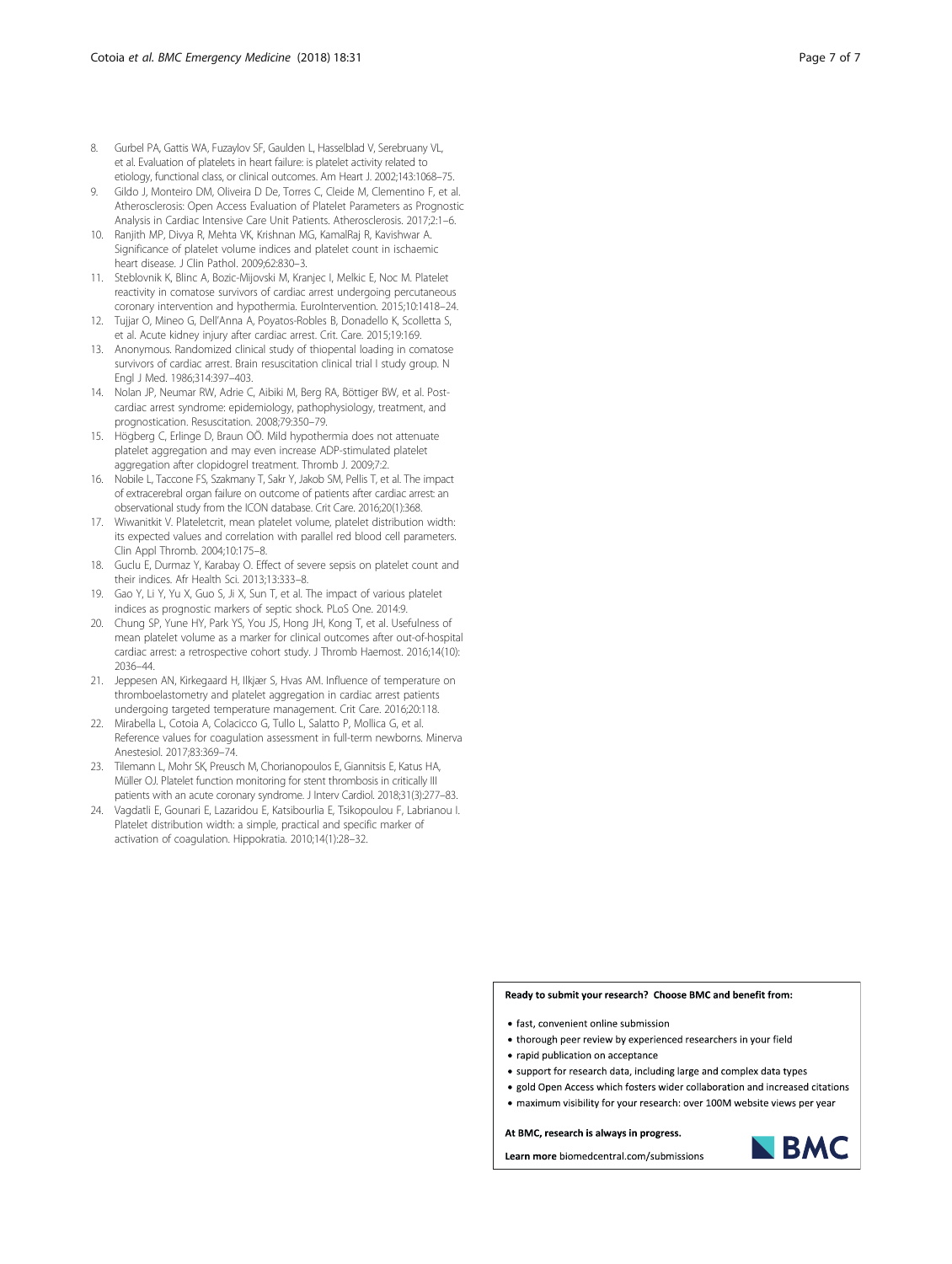8. Gurbel PA, Gattis WA, Fuzaylov SF, Gaulden L, Hasselblad V, Serebruany VL, et al. Evaluation of platelets in heart failure: is platelet activity related to etiology, functional class, or clinical outcomes. Am Heart J. 2002;143:1068–75.
9. Gildo J, Monteiro DM, Oliveira D De, Torres C, Cleide M, Clementino F, et al. Atherosclerosis: Open Access Evaluation of Platelet Parameters as Prognostic Analysis in Cardiac Intensive Care Unit Patients. Atherosclerosis. 2017;2:1–6.
10. Ranjith MP, Divya R, Mehta VK, Krishnan MG, KamalRaj R, Kavishwar A. Significance of platelet volume indices and platelet count in ischaemic heart disease. J Clin Pathol. 2009;62:830–3.
11. Steblovnik K, Blinc A, Bozic-Mijovski M, Kranjec I, Melkic E, Noc M. Platelet reactivity in comatose survivors of cardiac arrest undergoing percutaneous coronary intervention and hypothermia. EuroIntervention. 2015;10:1418–24.
12. Tujjar O, Mineo G, Dell'Anna A, Poyatos-Robles B, Donadello K, Scolletta S, et al. Acute kidney injury after cardiac arrest. Crit. Care. 2015;19:169.
13. Anonymous. Randomized clinical study of thiopental loading in comatose survivors of cardiac arrest. Brain resuscitation clinical trial I study group. N Engl J Med. 1986;314:397–403.
14. Nolan JP, Neumar RW, Adrie C, Aibiki M, Berg RA, Böttiger BW, et al. Post-cardiac arrest syndrome: epidemiology, pathophysiology, treatment, and prognostication. Resuscitation. 2008;79:350–79.
15. Högberg C, Erlinge D, Braun OÖ. Mild hypothermia does not attenuate platelet aggregation and may even increase ADP-stimulated platelet aggregation after clopidogrel treatment. Thromb J. 2009;7:2.
16. Nobile L, Taccone FS, Szakmany T, Sakr Y, Jakob SM, Pellis T, et al. The impact of extracerebral organ failure on outcome of patients after cardiac arrest: an observational study from the ICON database. Crit Care. 2016;20(1):368.
17. Wiwanitkit V. Plateletcrit, mean platelet volume, platelet distribution width: its expected values and correlation with parallel red blood cell parameters. Clin Appl Thromb. 2004;10:175–8.
18. Guclu E, Durmaz Y, Karabay O. Effect of severe sepsis on platelet count and their indices. Afr Health Sci. 2013;13:333–8.
19. Gao Y, Li Y, Yu X, Guo S, Ji X, Sun T, et al. The impact of various platelet indices as prognostic markers of septic shock. PLoS One. 2014:9.
20. Chung SP, Yune HY, Park YS, You JS, Hong JH, Kong T, et al. Usefulness of mean platelet volume as a marker for clinical outcomes after out-of-hospital cardiac arrest: a retrospective cohort study. J Thromb Haemost. 2016;14(10): 2036–44.
21. Jeppesen AN, Kirkegaard H, Ilkjær S, Hvas AM. Influence of temperature on thromboelastometry and platelet aggregation in cardiac arrest patients undergoing targeted temperature management. Crit Care. 2016;20:118.
22. Mirabella L, Cotoia A, Colacicco G, Tullo L, Salatto P, Mollica G, et al. Reference values for coagulation assessment in full-term newborns. Minerva Anestesiol. 2017;83:369–74.
23. Tilemann L, Mohr SK, Preusch M, Chorianopoulos E, Giannitsis E, Katus HA, Müller OJ. Platelet function monitoring for stent thrombosis in critically ill patients with an acute coronary syndrome. J Interv Cardiol. 2018;31(3):277–83.
24. Vagdatli E, Gounari E, Lazaridou E, Katsibourlia E, Tsikopoulou F, Labrianou I. Platelet distribution width: a simple, practical and specific marker of activation of coagulation. Hippokratia. 2010;14(1):28–32.

**Ready to submit your research? Choose BMC and benefit from:**

- fast, convenient online submission
- thorough peer review by experienced researchers in your field
- rapid publication on acceptance
- support for research data, including large and complex data types
- gold Open Access which fosters wider collaboration and increased citations
- maximum visibility for your research: over 100M website views per year

**At BMC, research is always in progress.**

**Learn more** biomedcentral.com/submissions

BMC